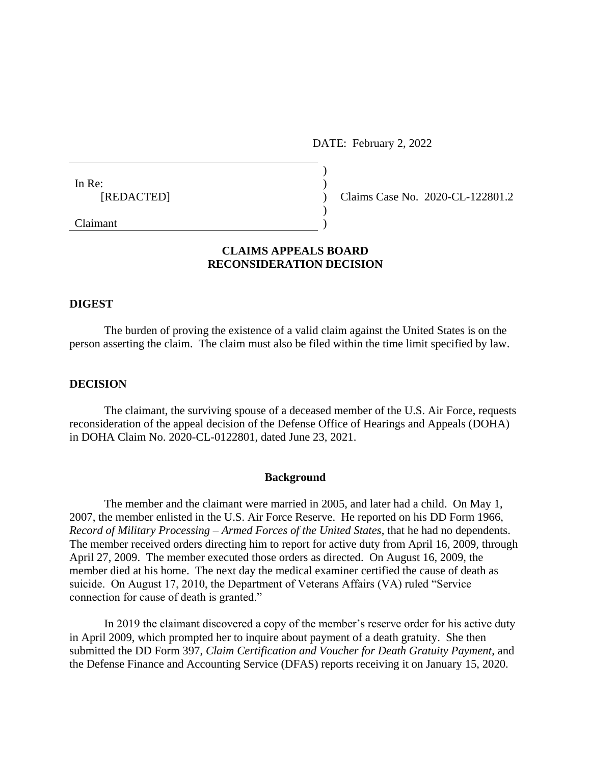DATE: February 2, 2022

In Re:
[REDACTED]

Claimant

Claims Case No. 2020-CL-122801.2

## CLAIMS APPEALS BOARD
## RECONSIDERATION DECISION

### DIGEST

The burden of proving the existence of a valid claim against the United States is on the person asserting the claim. The claim must also be filed within the time limit specified by law.

### DECISION

The claimant, the surviving spouse of a deceased member of the U.S. Air Force, requests reconsideration of the appeal decision of the Defense Office of Hearings and Appeals (DOHA) in DOHA Claim No. 2020-CL-0122801, dated June 23, 2021.

#### Background

The member and the claimant were married in 2005, and later had a child. On May 1, 2007, the member enlisted in the U.S. Air Force Reserve. He reported on his DD Form 1966, *Record of Military Processing – Armed Forces of the United States*, that he had no dependents. The member received orders directing him to report for active duty from April 16, 2009, through April 27, 2009. The member executed those orders as directed. On August 16, 2009, the member died at his home. The next day the medical examiner certified the cause of death as suicide. On August 17, 2010, the Department of Veterans Affairs (VA) ruled "Service connection for cause of death is granted."

In 2019 the claimant discovered a copy of the member's reserve order for his active duty in April 2009, which prompted her to inquire about payment of a death gratuity. She then submitted the DD Form 397, *Claim Certification and Voucher for Death Gratuity Payment*, and the Defense Finance and Accounting Service (DFAS) reports receiving it on January 15, 2020.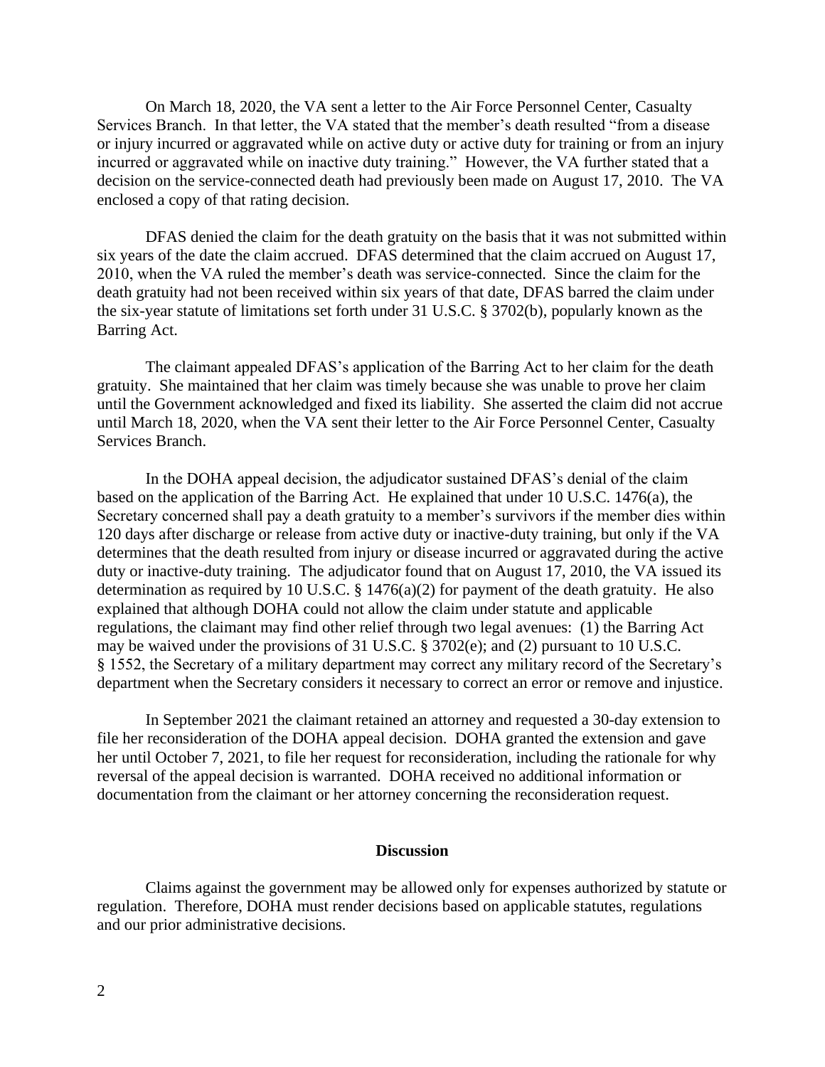On March 18, 2020, the VA sent a letter to the Air Force Personnel Center, Casualty Services Branch. In that letter, the VA stated that the member's death resulted "from a disease or injury incurred or aggravated while on active duty or active duty for training or from an injury incurred or aggravated while on inactive duty training." However, the VA further stated that a decision on the service-connected death had previously been made on August 17, 2010. The VA enclosed a copy of that rating decision.

DFAS denied the claim for the death gratuity on the basis that it was not submitted within six years of the date the claim accrued. DFAS determined that the claim accrued on August 17, 2010, when the VA ruled the member's death was service-connected. Since the claim for the death gratuity had not been received within six years of that date, DFAS barred the claim under the six-year statute of limitations set forth under 31 U.S.C. § 3702(b), popularly known as the Barring Act.

The claimant appealed DFAS's application of the Barring Act to her claim for the death gratuity. She maintained that her claim was timely because she was unable to prove her claim until the Government acknowledged and fixed its liability. She asserted the claim did not accrue until March 18, 2020, when the VA sent their letter to the Air Force Personnel Center, Casualty Services Branch.

In the DOHA appeal decision, the adjudicator sustained DFAS's denial of the claim based on the application of the Barring Act. He explained that under 10 U.S.C. 1476(a), the Secretary concerned shall pay a death gratuity to a member's survivors if the member dies within 120 days after discharge or release from active duty or inactive-duty training, but only if the VA determines that the death resulted from injury or disease incurred or aggravated during the active duty or inactive-duty training. The adjudicator found that on August 17, 2010, the VA issued its determination as required by 10 U.S.C. § 1476(a)(2) for payment of the death gratuity. He also explained that although DOHA could not allow the claim under statute and applicable regulations, the claimant may find other relief through two legal avenues: (1) the Barring Act may be waived under the provisions of 31 U.S.C. § 3702(e); and (2) pursuant to 10 U.S.C. § 1552, the Secretary of a military department may correct any military record of the Secretary's department when the Secretary considers it necessary to correct an error or remove and injustice.

In September 2021 the claimant retained an attorney and requested a 30-day extension to file her reconsideration of the DOHA appeal decision. DOHA granted the extension and gave her until October 7, 2021, to file her request for reconsideration, including the rationale for why reversal of the appeal decision is warranted. DOHA received no additional information or documentation from the claimant or her attorney concerning the reconsideration request.

## Discussion

Claims against the government may be allowed only for expenses authorized by statute or regulation. Therefore, DOHA must render decisions based on applicable statutes, regulations and our prior administrative decisions.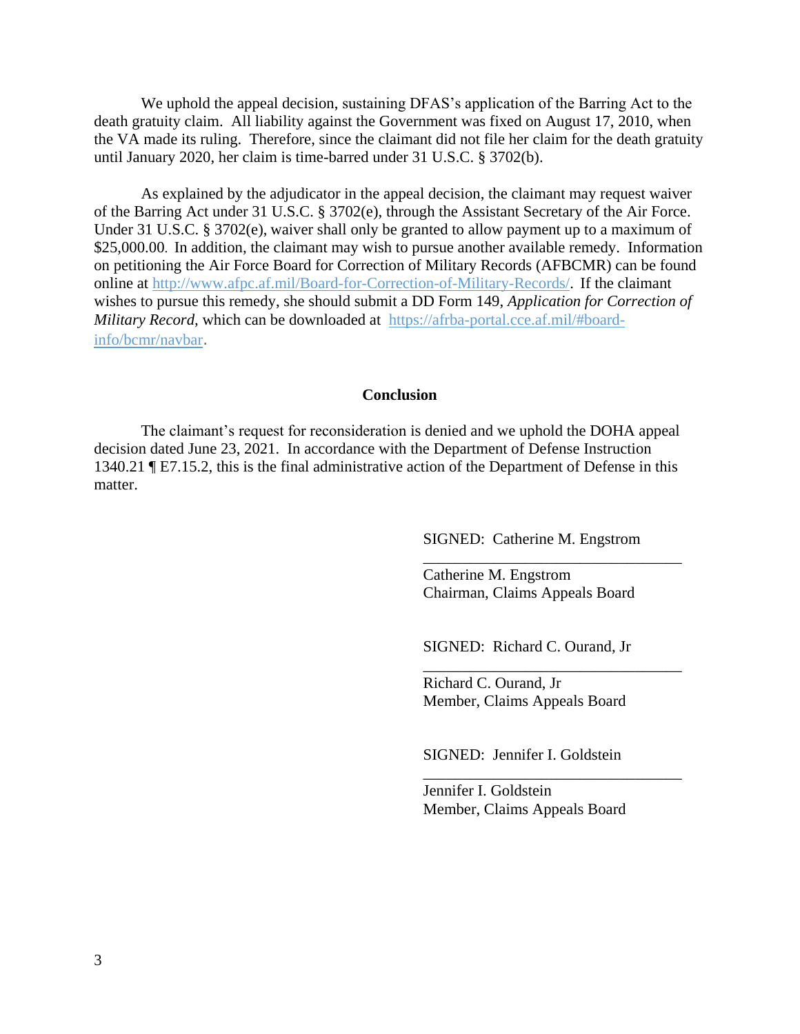We uphold the appeal decision, sustaining DFAS's application of the Barring Act to the death gratuity claim. All liability against the Government was fixed on August 17, 2010, when the VA made its ruling. Therefore, since the claimant did not file her claim for the death gratuity until January 2020, her claim is time-barred under 31 U.S.C. § 3702(b).

As explained by the adjudicator in the appeal decision, the claimant may request waiver of the Barring Act under 31 U.S.C. § 3702(e), through the Assistant Secretary of the Air Force. Under 31 U.S.C. § 3702(e), waiver shall only be granted to allow payment up to a maximum of $25,000.00. In addition, the claimant may wish to pursue another available remedy. Information on petitioning the Air Force Board for Correction of Military Records (AFBCMR) can be found online at http://www.afpc.af.mil/Board-for-Correction-of-Military-Records/. If the claimant wishes to pursue this remedy, she should submit a DD Form 149, *Application for Correction of Military Record,* which can be downloaded at https://afrba-portal.cce.af.mil/#board-info/bcmr/navbar.

## Conclusion

The claimant's request for reconsideration is denied and we uphold the DOHA appeal decision dated June 23, 2021. In accordance with the Department of Defense Instruction 1340.21 ¶ E7.15.2, this is the final administrative action of the Department of Defense in this matter.

SIGNED: Catherine M. Engstrom

Catherine M. Engstrom
Chairman, Claims Appeals Board

SIGNED: Richard C. Ourand, Jr

Richard C. Ourand, Jr
Member, Claims Appeals Board

SIGNED: Jennifer I. Goldstein

Jennifer I. Goldstein
Member, Claims Appeals Board